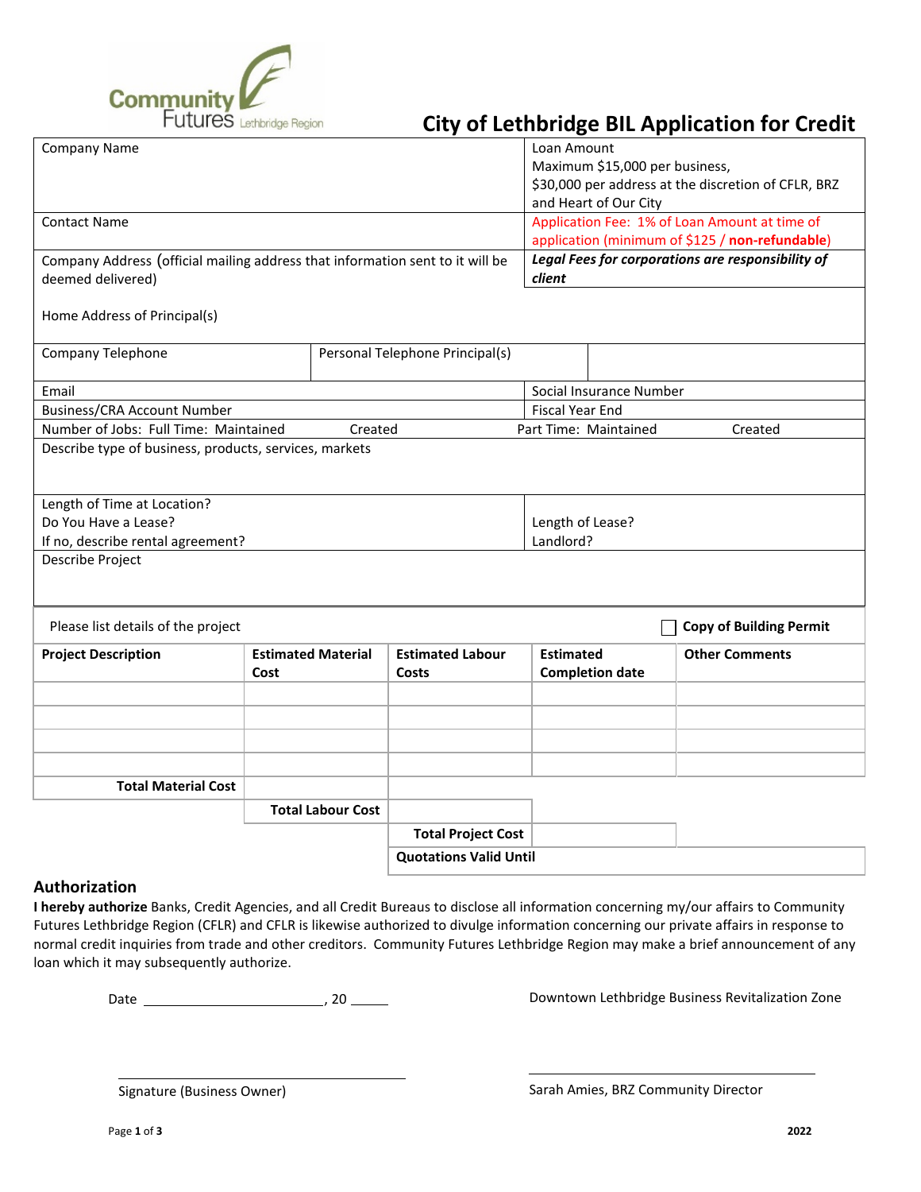Community Futures Lethbridge Region

# City of Lethbridge BIL Application for Credit

| | |
|---|---|
| Company Name | Loan Amount<br>Maximum $15,000 per business,<br>$30,000 per address at the discretion of CFLR, BRZ and Heart of Our City |
| Contact Name | Application Fee: 1% of Loan Amount at time of application (minimum of $125 / **non-refundable**) |
| Company Address (official mailing address that information sent to it will be deemed delivered)<br><br>Home Address of Principal(s) | ***Legal Fees for corporations are responsibility of client*** |

| | | |
|---|---|---|
| Company Telephone | Personal Telephone Principal(s) | |

| | |
|---|---|
| Email | Social Insurance Number |
| Business/CRA Account Number | Fiscal Year End |

| | | | | |
|---|---|---|---|---|
| Number of Jobs: Full Time: Maintained | Created | Part Time: Maintained | Created |

| | |
|---|---|
| Describe type of business, products, services, markets | |
| Length of Time at Location?<br>Do You Have a Lease?<br>If no, describe rental agreement? | Length of Lease?<br>Landlord? |
| Describe Project | |

Please list details of the project ☐ **Copy of Building Permit**

| **Project Description** | **Estimated Material Cost** | **Estimated Labour Costs** | **Estimated Completion date** | **Other Comments** |
|---|---|---|---|---|
| | | | | |
| | | | | |
| | | | | |
| | | | | |
| **Total Material Cost** | | | | |
| | **Total Labour Cost** | | | |
| | | **Total Project Cost** | | |
| | | **Quotations Valid Until** | | |

## Authorization

**I hereby authorize** Banks, Credit Agencies, and all Credit Bureaus to disclose all information concerning my/our affairs to Community Futures Lethbridge Region (CFLR) and CFLR is likewise authorized to divulge information concerning our private affairs in response to normal credit inquiries from trade and other creditors. Community Futures Lethbridge Region may make a brief announcement of any loan which it may subsequently authorize.

Date ________________________, 20 _____

Downtown Lethbridge Business Revitalization Zone

___________________________
Signature (Business Owner)

___________________________
Sarah Amies, BRZ Community Director

2022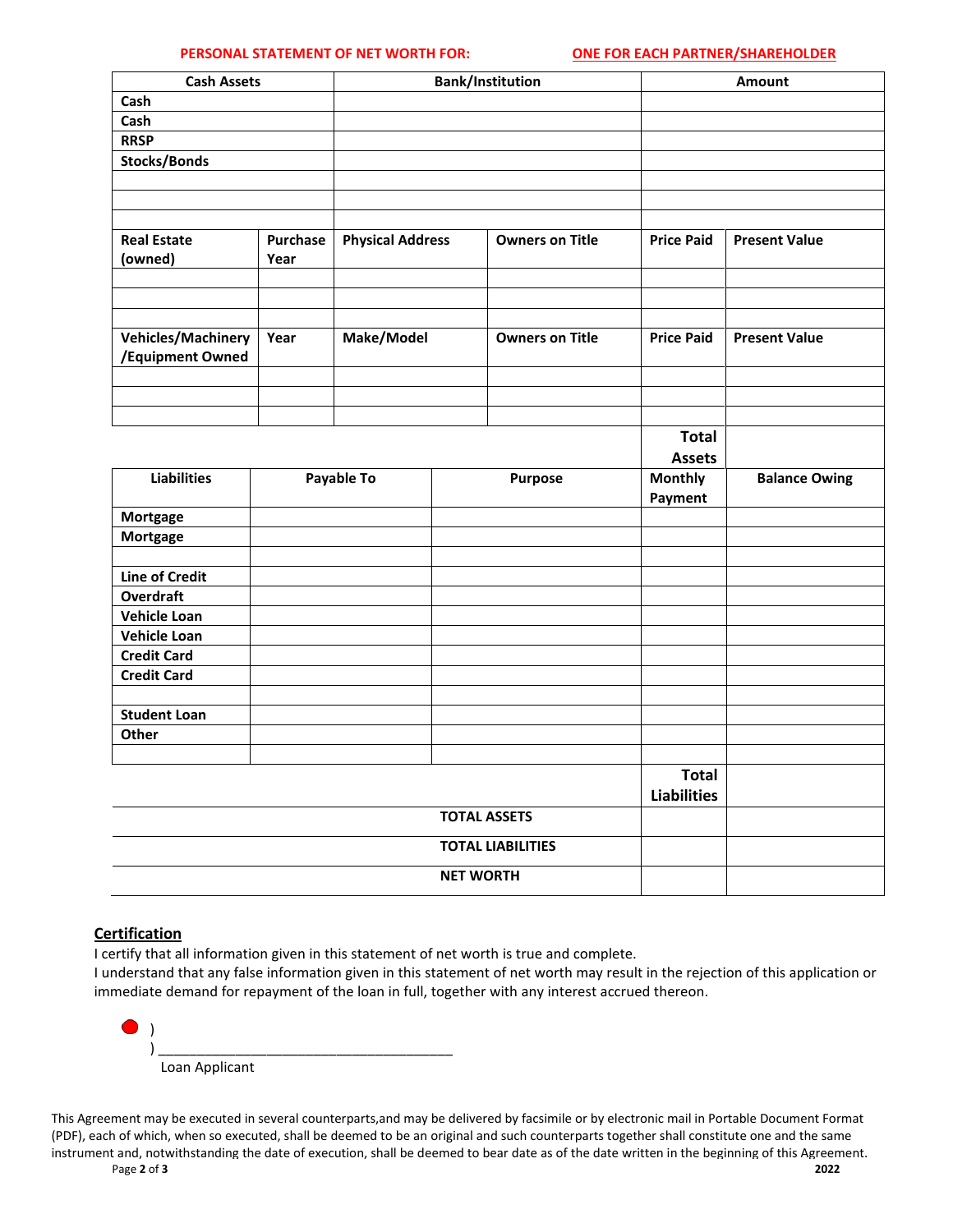**PERSONAL STATEMENT OF NET WORTH FOR:** **ONE FOR EACH PARTNER/SHAREHOLDER**

| Cash Assets | Bank/Institution | Amount |
|---|---|---|
| Cash | | |
| Cash | | |
| RRSP | | |
| Stocks/Bonds | | |
| | | |
| | | |
| | | |

| Real Estate (owned) | Purchase Year | Physical Address | Owners on Title | Price Paid | Present Value |
|---|---|---|---|---|---|
| | | | | | |
| | | | | | |
| | | | | | |

| Vehicles/Machinery /Equipment Owned | Year | Make/Model | Owners on Title | Price Paid | Present Value |
|---|---|---|---|---|---|
| | | | | | |
| | | | | | |
| | | | | | |
| | | | | Total Assets | |

| Liabilities | Payable To | Purpose | Monthly Payment | Balance Owing |
|---|---|---|---|---|
| Mortgage | | | | |
| Mortgage | | | | |
| | | | | |
| Line of Credit | | | | |
| Overdraft | | | | |
| Vehicle Loan | | | | |
| Vehicle Loan | | | | |
| Credit Card | | | | |
| Credit Card | | | | |
| | | | | |
| Student Loan | | | | |
| Other | | | | |
| | | | | |
| | | | Total Liabilities | |

| | | |
|---|---|---|
| TOTAL ASSETS | | |
| TOTAL LIABILITIES | | |
| NET WORTH | | |

## Certification

I certify that all information given in this statement of net worth is true and complete.
I understand that any false information given in this statement of net worth may result in the rejection of this application or immediate demand for repayment of the loan in full, together with any interest accrued thereon.

)
) ______________________________________
Loan Applicant

This Agreement may be executed in several counterparts,and may be delivered by facsimile or by electronic mail in Portable Document Format (PDF), each of which, when so executed, shall be deemed to be an original and such counterparts together shall constitute one and the same instrument and, notwithstanding the date of execution, shall be deemed to bear date as of the date written in the beginning of this Agreement.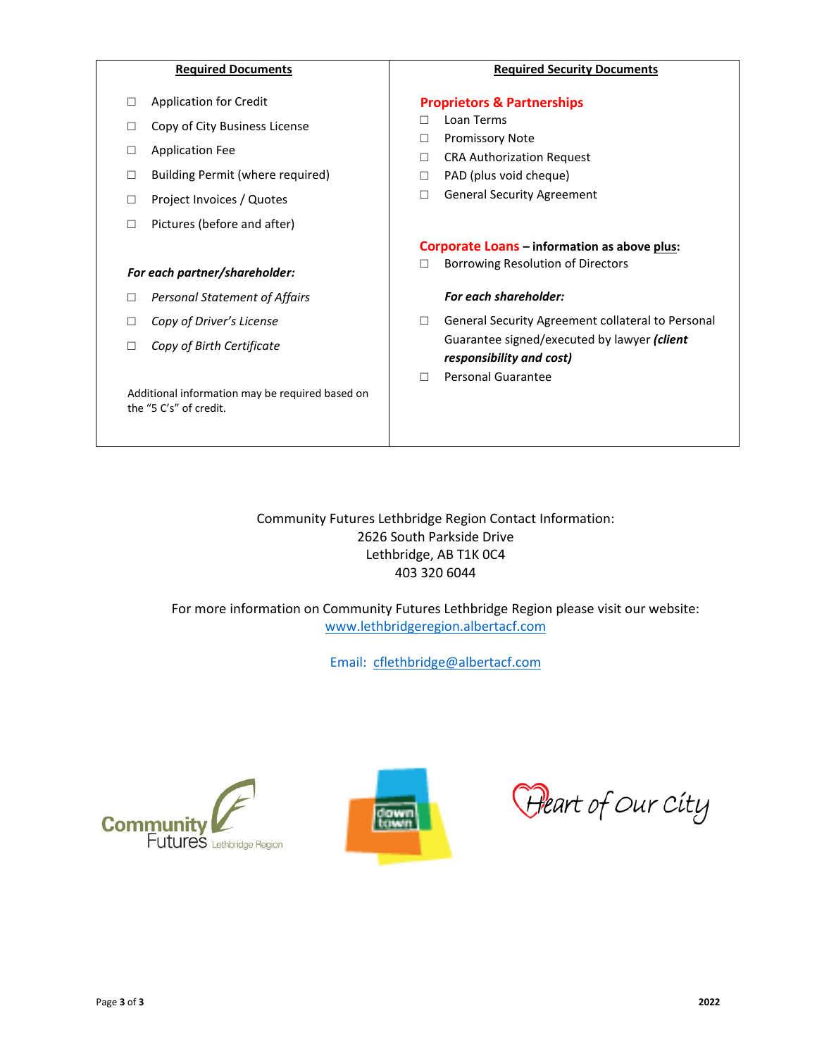| Required Documents | Required Security Documents |
| --- | --- |
| ☐ Application for Credit<br>☐ Copy of City Business License<br>☐ Application Fee<br>☐ Building Permit (where required)<br>☐ Project Invoices / Quotes<br>☐ Pictures (before and after)<br><br>***For each partner/shareholder:***<br>☐ *Personal Statement of Affairs*<br>☐ *Copy of Driver's License*<br>☐ *Copy of Birth Certificate*<br><br>Additional information may be required based on the "5 C's" of credit. | **Proprietors & Partnerships**<br>☐ Loan Terms<br>☐ Promissory Note<br>☐ CRA Authorization Request<br>☐ PAD (plus void cheque)<br>☐ General Security Agreement<br><br>**Corporate Loans – information as above plus:**<br>☐ Borrowing Resolution of Directors<br><br>***For each shareholder:***<br>☐ General Security Agreement collateral to Personal Guarantee signed/executed by lawyer ***(client responsibility and cost)***<br>☐ Personal Guarantee |

Community Futures Lethbridge Region Contact Information:
2626 South Parkside Drive
Lethbridge, AB T1K 0C4
403 320 6044

For more information on Community Futures Lethbridge Region please visit our website:
www.lethbridgeregion.albertacf.com

Email: cflethbridge@albertacf.com

Community Futures Lethbridge Region

Heart of Our City

2022